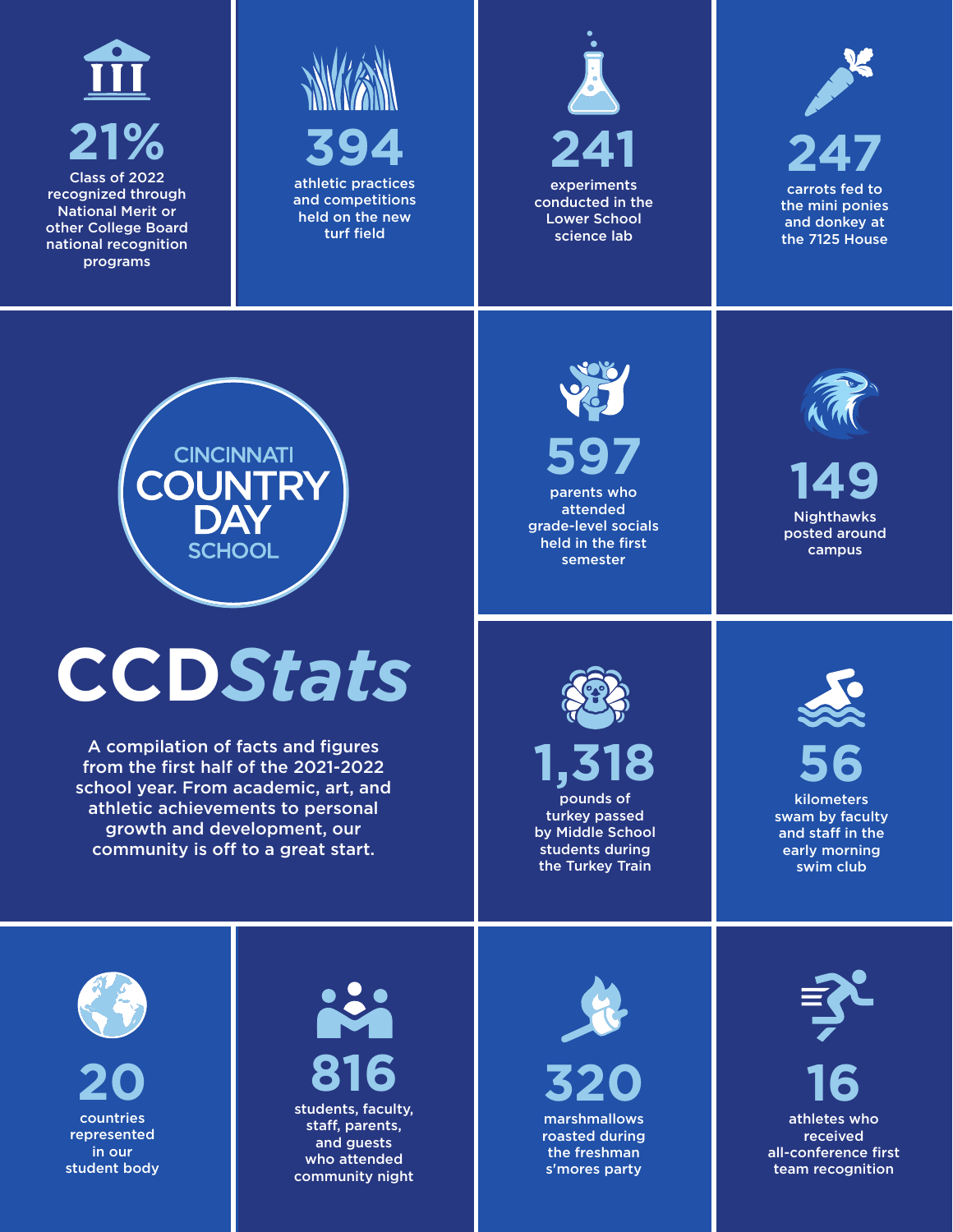# CCDStats

CINCINNATI COUNTRY DAY SCHOOL

A compilation of facts and figures from the first half of the 2021-2022 school year. From academic, art, and athletic achievements to personal growth and development, our community is off to a great start.

**21%**
Class of 2022 recognized through National Merit or other College Board national recognition programs

**394**
athletic practices and competitions held on the new turf field

**241**
experiments conducted in the Lower School science lab

**247**
carrots fed to the mini ponies and donkey at the 7125 House

**597**
parents who attended grade-level socials held in the first semester

**149**
Nighthawks posted around campus

**1,318**
pounds of turkey passed by Middle School students during the Turkey Train

**56**
kilometers swam by faculty and staff in the early morning swim club

**20**
countries represented in our student body

**816**
students, faculty, staff, parents, and guests who attended community night

**320**
marshmallows roasted during the freshman s'mores party

**16**
athletes who received all-conference first team recognition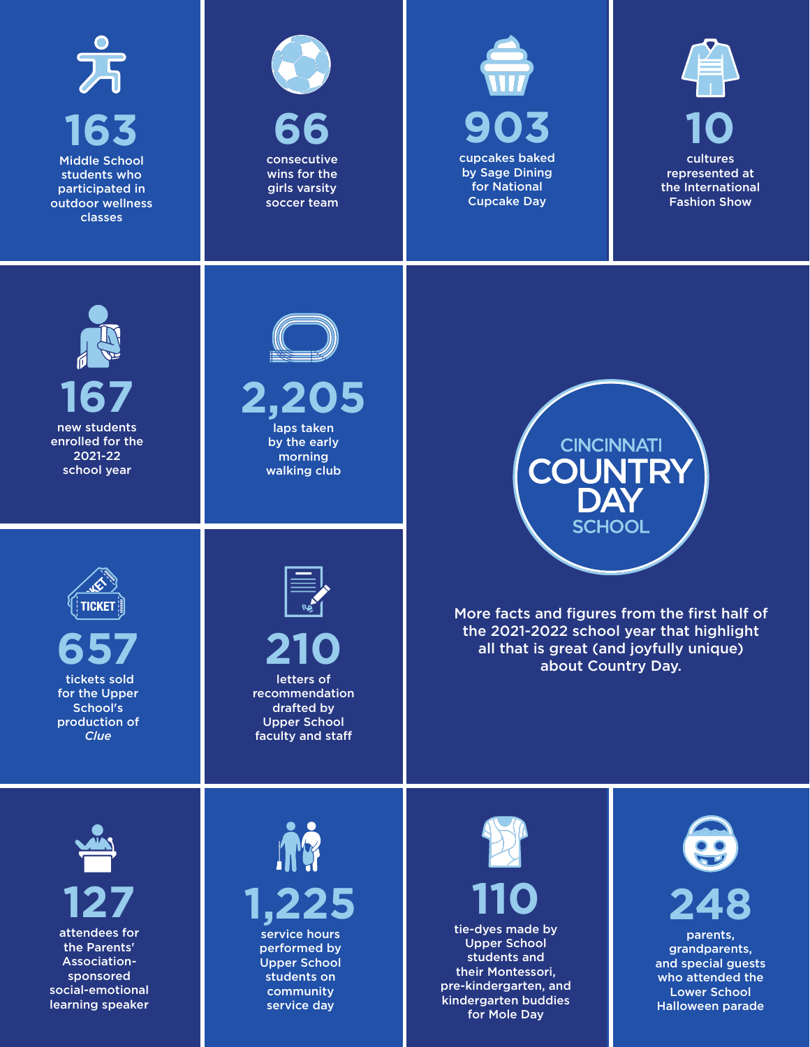# CINCINNATI COUNTRY DAY SCHOOL

More facts and figures from the first half of the 2021-2022 school year that highlight all that is great (and joyfully unique) about Country Day.

**163**
Middle School students who participated in outdoor wellness classes

**66**
consecutive wins for the girls varsity soccer team

**903**
cupcakes baked by Sage Dining for National Cupcake Day

**10**
cultures represented at the International Fashion Show

**167**
new students enrolled for the 2021-22 school year

**2,205**
laps taken by the early morning walking club

**657**
tickets sold for the Upper School's production of *Clue*

**210**
letters of recommendation drafted by Upper School faculty and staff

**127**
attendees for the Parents' Association-sponsored social-emotional learning speaker

**1,225**
service hours performed by Upper School students on community service day

**110**
tie-dyes made by Upper School students and their Montessori, pre-kindergarten, and kindergarten buddies for Mole Day

**248**
parents, grandparents, and special guests who attended the Lower School Halloween parade